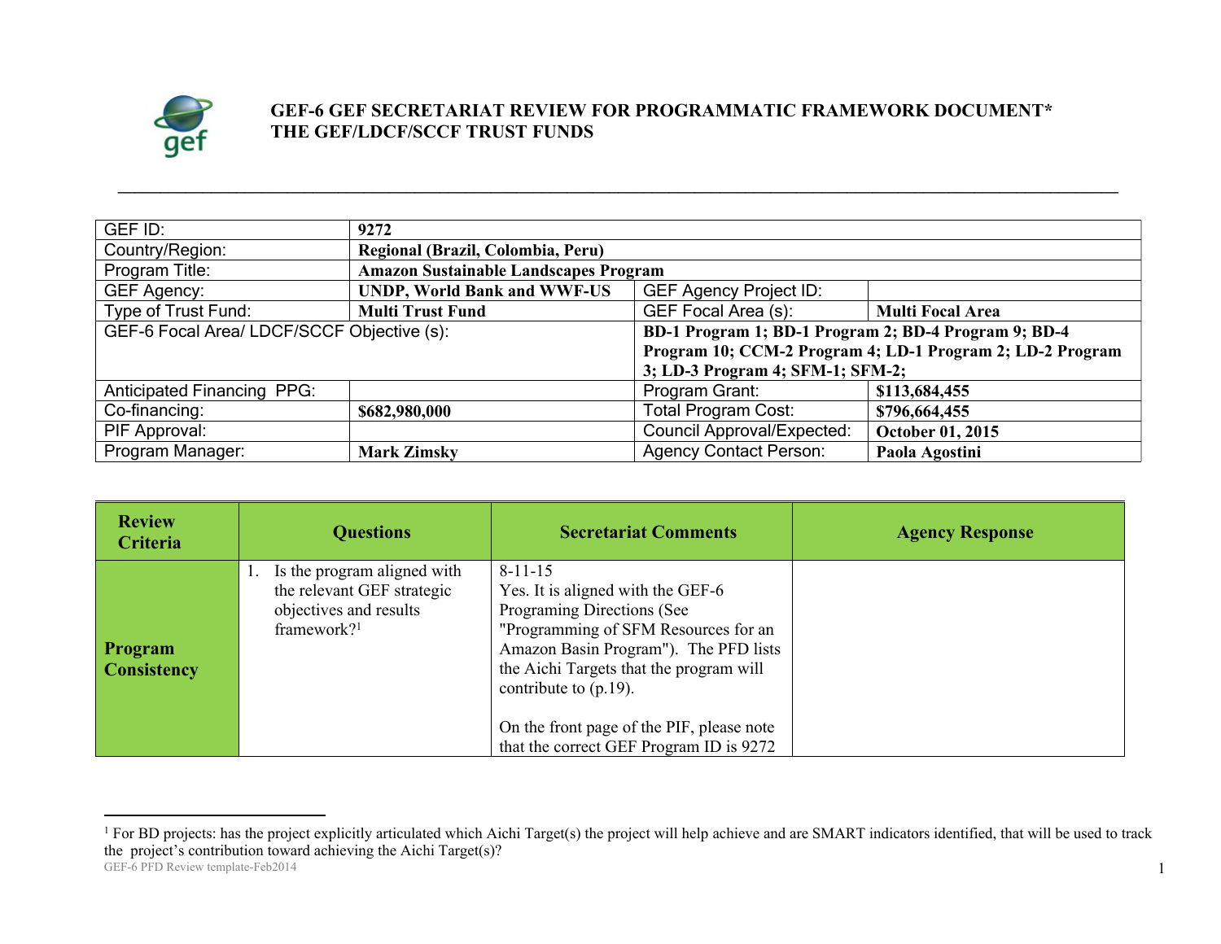# GEF-6 GEF SECRETARIAT REVIEW FOR PROGRAMMATIC FRAMEWORK DOCUMENT*
# THE GEF/LDCF/SCCF TRUST FUNDS

| | | | |
|---|---|---|---|
| GEF ID: | **9272** | | |
| Country/Region: | **Regional (Brazil, Colombia, Peru)** | | |
| Program Title: | **Amazon Sustainable Landscapes Program** | | |
| GEF Agency: | **UNDP, World Bank and WWF-US** | GEF Agency Project ID: | |
| Type of Trust Fund: | **Multi Trust Fund** | GEF Focal Area (s): | **Multi Focal Area** |
| GEF-6 Focal Area/ LDCF/SCCF Objective (s): | | **BD-1 Program 1; BD-1 Program 2; BD-4 Program 9; BD-4 Program 10; CCM-2 Program 4; LD-1 Program 2; LD-2 Program 3; LD-3 Program 4; SFM-1; SFM-2;** | |
| Anticipated Financing PPG: | | Program Grant: | **$113,684,455** |
| Co-financing: | **$682,980,000** | Total Program Cost: | **$796,664,455** |
| PIF Approval: | | Council Approval/Expected: | **October 01, 2015** |
| Program Manager: | **Mark Zimsky** | Agency Contact Person: | **Paola Agostini** |

| Review Criteria | Questions | Secretariat Comments | Agency Response |
|---|---|---|---|
| **Program Consistency** | 1. Is the program aligned with the relevant GEF strategic objectives and results framework?[1] | 8-11-15<br>Yes. It is aligned with the GEF-6 Programing Directions (See "Programming of SFM Resources for an Amazon Basin Program"). The PFD lists the Aichi Targets that the program will contribute to (p.19).<br><br>On the front page of the PIF, please note that the correct GEF Program ID is 9272 | |

[1] For BD projects: has the project explicitly articulated which Aichi Target(s) the project will help achieve and are SMART indicators identified, that will be used to track the project's contribution toward achieving the Aichi Target(s)?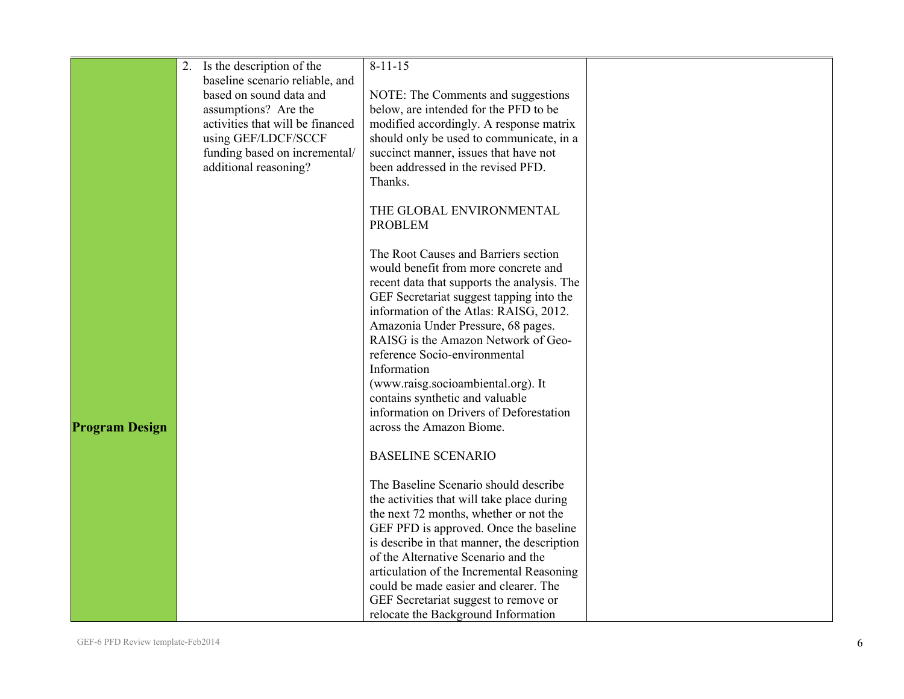| Program Design | 2. Is the description of the baseline scenario reliable, and based on sound data and assumptions? Are the activities that will be financed using GEF/LDCF/SCCF funding based on incremental/ additional reasoning? | 8-11-15<br><br>NOTE: The Comments and suggestions below, are intended for the PFD to be modified accordingly. A response matrix should only be used to communicate, in a succinct manner, issues that have not been addressed in the revised PFD. Thanks.<br><br>THE GLOBAL ENVIRONMENTAL PROBLEM<br><br>The Root Causes and Barriers section would benefit from more concrete and recent data that supports the analysis. The GEF Secretariat suggest tapping into the information of the Atlas: RAISG, 2012. Amazonia Under Pressure, 68 pages. RAISG is the Amazon Network of Geo-reference Socio-environmental Information (www.raisg.socioambiental.org). It contains synthetic and valuable information on Drivers of Deforestation across the Amazon Biome.<br><br>BASELINE SCENARIO<br><br>The Baseline Scenario should describe the activities that will take place during the next 72 months, whether or not the GEF PFD is approved. Once the baseline is describe in that manner, the description of the Alternative Scenario and the articulation of the Incremental Reasoning could be made easier and clearer. The GEF Secretariat suggest to remove or relocate the Background Information | |
|---|---|---|---|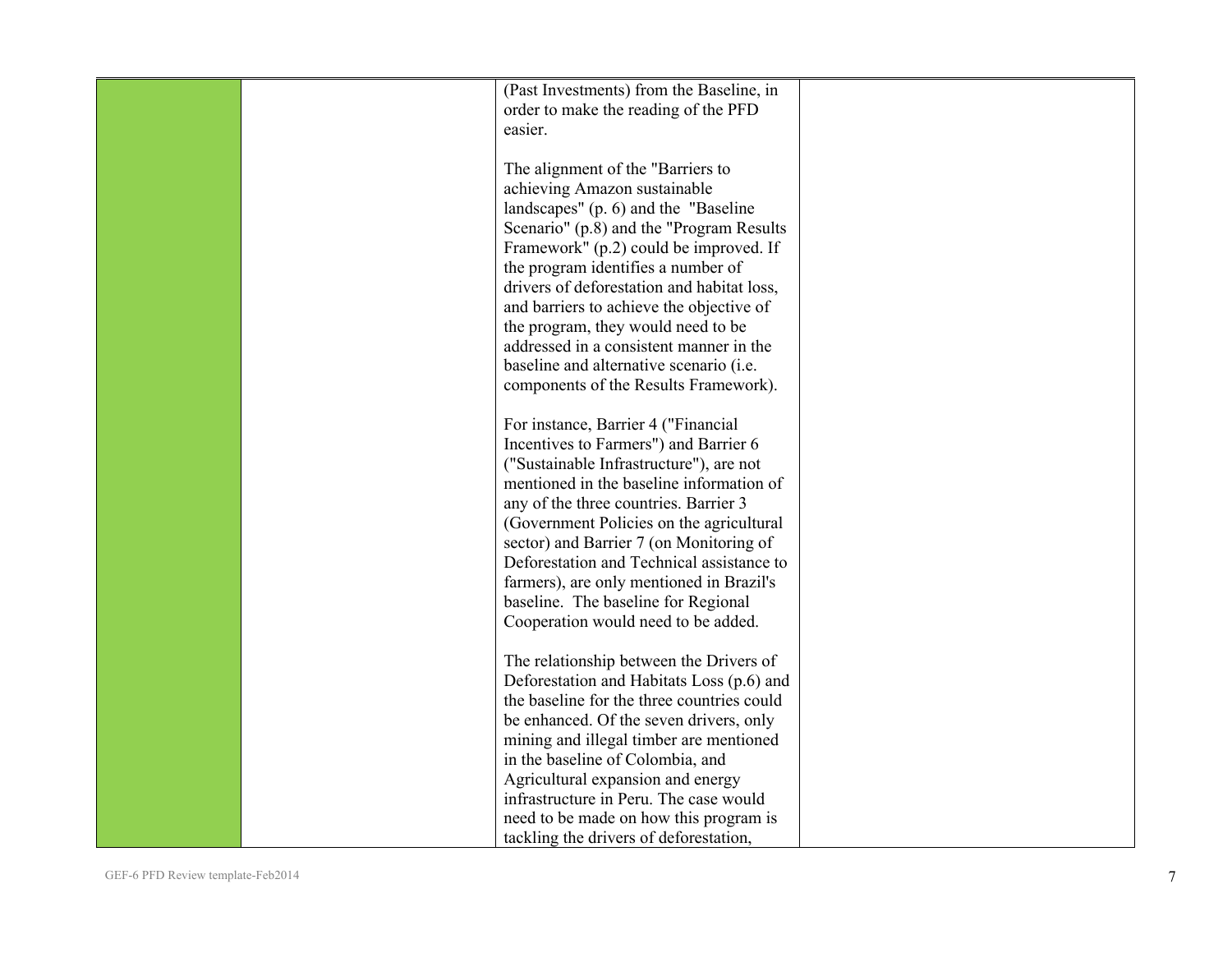|  |  |  |  |
|---|---|---|---|
|  |  | (Past Investments) from the Baseline, in order to make the reading of the PFD easier.<br><br>The alignment of the "Barriers to achieving Amazon sustainable landscapes" (p. 6) and the "Baseline Scenario" (p.8) and the "Program Results Framework" (p.2) could be improved. If the program identifies a number of drivers of deforestation and habitat loss, and barriers to achieve the objective of the program, they would need to be addressed in a consistent manner in the baseline and alternative scenario (i.e. components of the Results Framework).<br><br>For instance, Barrier 4 ("Financial Incentives to Farmers") and Barrier 6 ("Sustainable Infrastructure"), are not mentioned in the baseline information of any of the three countries. Barrier 3 (Government Policies on the agricultural sector) and Barrier 7 (on Monitoring of Deforestation and Technical assistance to farmers), are only mentioned in Brazil's baseline. The baseline for Regional Cooperation would need to be added.<br><br>The relationship between the Drivers of Deforestation and Habitats Loss (p.6) and the baseline for the three countries could be enhanced. Of the seven drivers, only mining and illegal timber are mentioned in the baseline of Colombia, and Agricultural expansion and energy infrastructure in Peru. The case would need to be made on how this program is tackling the drivers of deforestation, |  |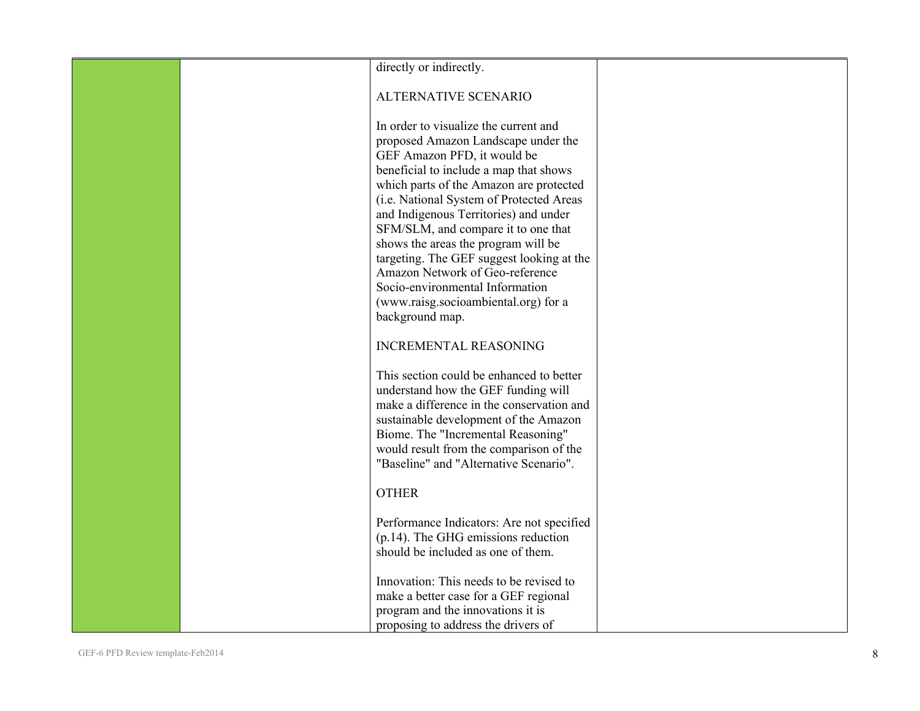| | | | |
|---|---|---|---|
| | | directly or indirectly.<br><br>ALTERNATIVE SCENARIO<br><br>In order to visualize the current and proposed Amazon Landscape under the GEF Amazon PFD, it would be beneficial to include a map that shows which parts of the Amazon are protected (i.e. National System of Protected Areas and Indigenous Territories) and under SFM/SLM, and compare it to one that shows the areas the program will be targeting. The GEF suggest looking at the Amazon Network of Geo-reference Socio-environmental Information (www.raisg.socioambiental.org) for a background map.<br><br>INCREMENTAL REASONING<br><br>This section could be enhanced to better understand how the GEF funding will make a difference in the conservation and sustainable development of the Amazon Biome. The "Incremental Reasoning" would result from the comparison of the "Baseline" and "Alternative Scenario".<br><br>OTHER<br><br>Performance Indicators: Are not specified (p.14). The GHG emissions reduction should be included as one of them.<br><br>Innovation: This needs to be revised to make a better case for a GEF regional program and the innovations it is proposing to address the drivers of | |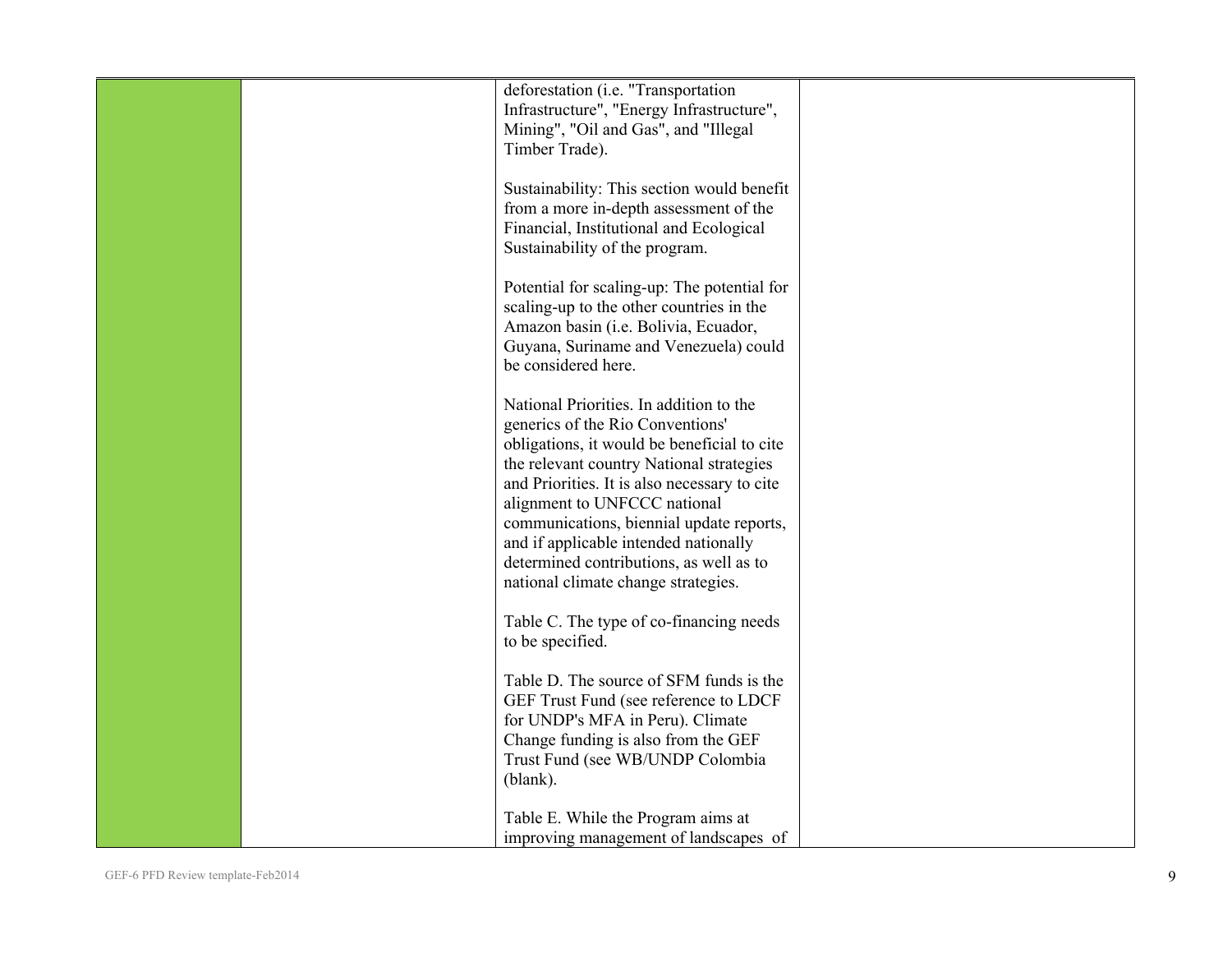| | | | |
|---|---|---|---|
| | | deforestation (i.e. "Transportation Infrastructure", "Energy Infrastructure", Mining", "Oil and Gas", and "Illegal Timber Trade).<br><br>Sustainability: This section would benefit from a more in-depth assessment of the Financial, Institutional and Ecological Sustainability of the program.<br><br>Potential for scaling-up: The potential for scaling-up to the other countries in the Amazon basin (i.e. Bolivia, Ecuador, Guyana, Suriname and Venezuela) could be considered here.<br><br>National Priorities. In addition to the generics of the Rio Conventions' obligations, it would be beneficial to cite the relevant country National strategies and Priorities. It is also necessary to cite alignment to UNFCCC national communications, biennial update reports, and if applicable intended nationally determined contributions, as well as to national climate change strategies.<br><br>Table C. The type of co-financing needs to be specified.<br><br>Table D. The source of SFM funds is the GEF Trust Fund (see reference to LDCF for UNDP's MFA in Peru). Climate Change funding is also from the GEF Trust Fund (see WB/UNDP Colombia (blank).<br><br>Table E. While the Program aims at improving management of landscapes of | |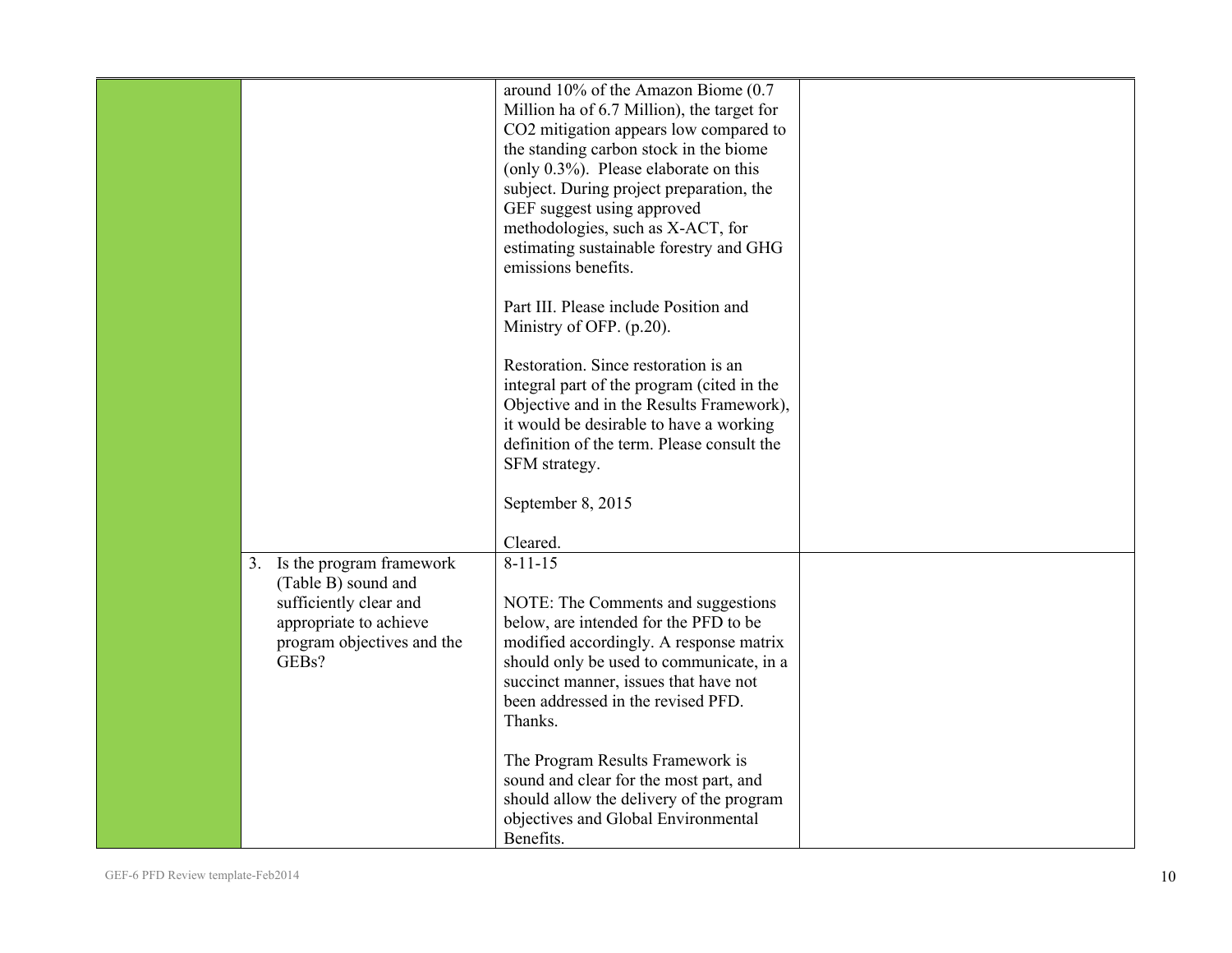| | | | |
|---|---|---|---|
| | | around 10% of the Amazon Biome (0.7 Million ha of 6.7 Million), the target for CO2 mitigation appears low compared to the standing carbon stock in the biome (only 0.3%). Please elaborate on this subject. During project preparation, the GEF suggest using approved methodologies, such as X-ACT, for estimating sustainable forestry and GHG emissions benefits.<br><br>Part III. Please include Position and Ministry of OFP. (p.20).<br><br>Restoration. Since restoration is an integral part of the program (cited in the Objective and in the Results Framework), it would be desirable to have a working definition of the term. Please consult the SFM strategy.<br><br>September 8, 2015<br><br>Cleared. | |
| | 3. Is the program framework (Table B) sound and sufficiently clear and appropriate to achieve program objectives and the GEBs? | 8-11-15<br><br>NOTE: The Comments and suggestions below, are intended for the PFD to be modified accordingly. A response matrix should only be used to communicate, in a succinct manner, issues that have not been addressed in the revised PFD. Thanks.<br><br>The Program Results Framework is sound and clear for the most part, and should allow the delivery of the program objectives and Global Environmental Benefits. | |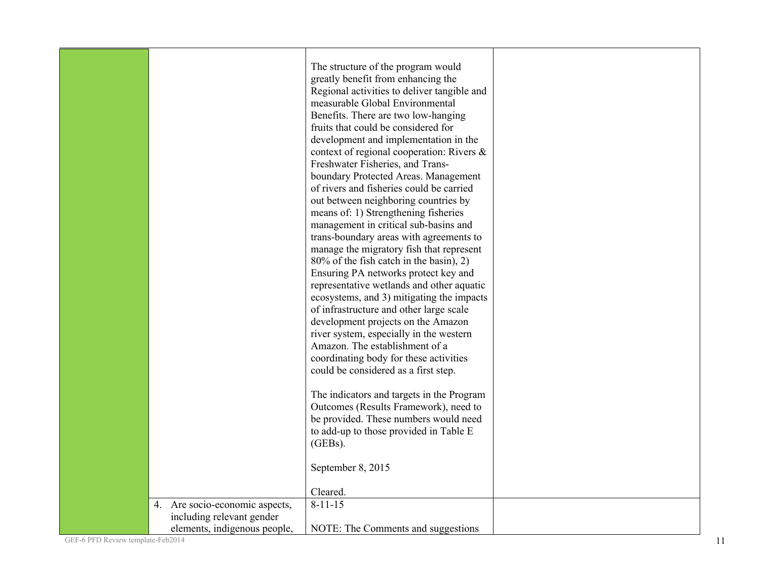|  |  |  |  |
|---|---|---|---|
|  |  | The structure of the program would greatly benefit from enhancing the Regional activities to deliver tangible and measurable Global Environmental Benefits. There are two low-hanging fruits that could be considered for development and implementation in the context of regional cooperation: Rivers & Freshwater Fisheries, and Trans-boundary Protected Areas. Management of rivers and fisheries could be carried out between neighboring countries by means of: 1) Strengthening fisheries management in critical sub-basins and trans-boundary areas with agreements to manage the migratory fish that represent 80% of the fish catch in the basin), 2) Ensuring PA networks protect key and representative wetlands and other aquatic ecosystems, and 3) mitigating the impacts of infrastructure and other large scale development projects on the Amazon river system, especially in the western Amazon. The establishment of a coordinating body for these activities could be considered as a first step.<br><br>The indicators and targets in the Program Outcomes (Results Framework), need to be provided. These numbers would need to add-up to those provided in Table E (GEBs).<br><br>September 8, 2015<br><br>Cleared. |  |
|  | 4. Are socio-economic aspects, including relevant gender elements, indigenous people, | 8-11-15<br><br>NOTE: The Comments and suggestions |  |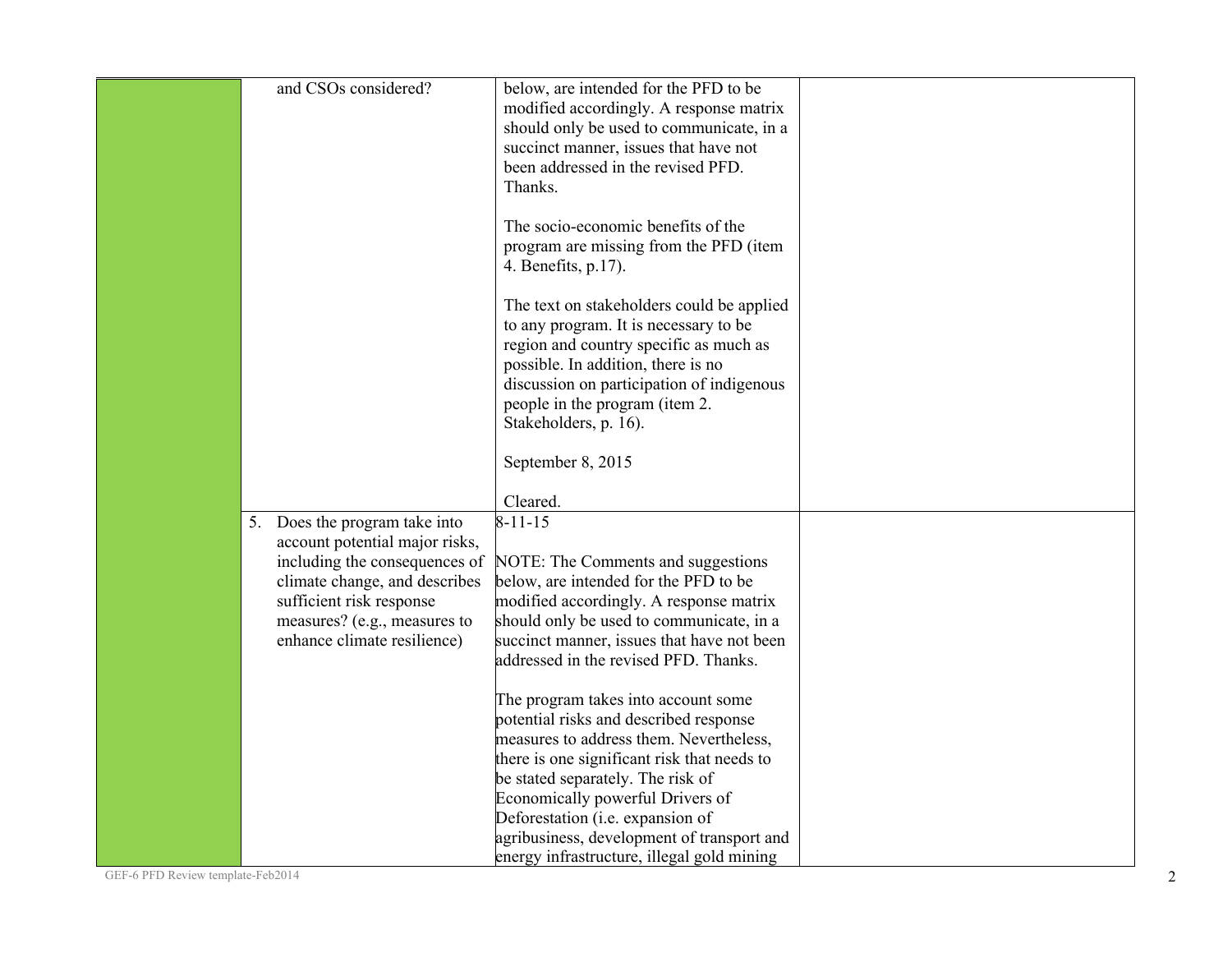|  | and CSOs considered? | below, are intended for the PFD to be modified accordingly. A response matrix should only be used to communicate, in a succinct manner, issues that have not been addressed in the revised PFD. Thanks.<br><br>The socio-economic benefits of the program are missing from the PFD (item 4. Benefits, p.17).<br><br>The text on stakeholders could be applied to any program. It is necessary to be region and country specific as much as possible. In addition, there is no discussion on participation of indigenous people in the program (item 2. Stakeholders, p. 16).<br><br>September 8, 2015<br><br>Cleared. |  |
|---|---|---|---|
|  | 5. Does the program take into account potential major risks, including the consequences of climate change, and describes sufficient risk response measures? (e.g., measures to enhance climate resilience) | 8-11-15<br><br>NOTE: The Comments and suggestions below, are intended for the PFD to be modified accordingly. A response matrix should only be used to communicate, in a succinct manner, issues that have not been addressed in the revised PFD. Thanks.<br><br>The program takes into account some potential risks and described response measures to address them. Nevertheless, there is one significant risk that needs to be stated separately. The risk of Economically powerful Drivers of Deforestation (i.e. expansion of agribusiness, development of transport and energy infrastructure, illegal gold mining |  |

GEF-6 PFD Review template-Feb2014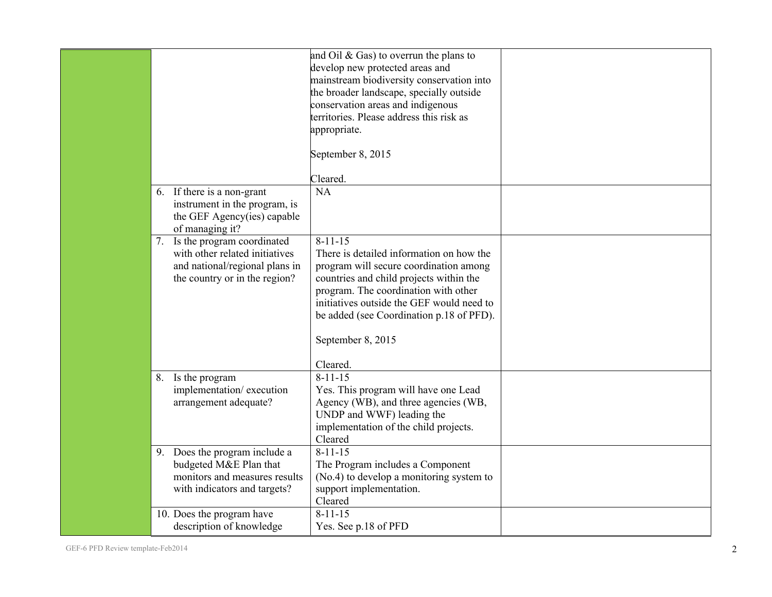| | | | |
|---|---|---|---|
| | | and Oil & Gas) to overrun the plans to develop new protected areas and mainstream biodiversity conservation into the broader landscape, specially outside conservation areas and indigenous territories. Please address this risk as appropriate.<br><br>September 8, 2015<br><br>Cleared. | |
| | 6. If there is a non-grant instrument in the program, is the GEF Agency(ies) capable of managing it? | NA | |
| | 7. Is the program coordinated with other related initiatives and national/regional plans in the country or in the region? | 8-11-15<br>There is detailed information on how the program will secure coordination among countries and child projects within the program. The coordination with other initiatives outside the GEF would need to be added (see Coordination p.18 of PFD).<br><br>September 8, 2015<br><br>Cleared. | |
| | 8. Is the program implementation/ execution arrangement adequate? | 8-11-15<br>Yes. This program will have one Lead Agency (WB), and three agencies (WB, UNDP and WWF) leading the implementation of the child projects.<br>Cleared | |
| | 9. Does the program include a budgeted M&E Plan that monitors and measures results with indicators and targets? | 8-11-15<br>The Program includes a Component (No.4) to develop a monitoring system to support implementation.<br>Cleared | |
| | 10. Does the program have description of knowledge | 8-11-15<br>Yes. See p.18 of PFD | |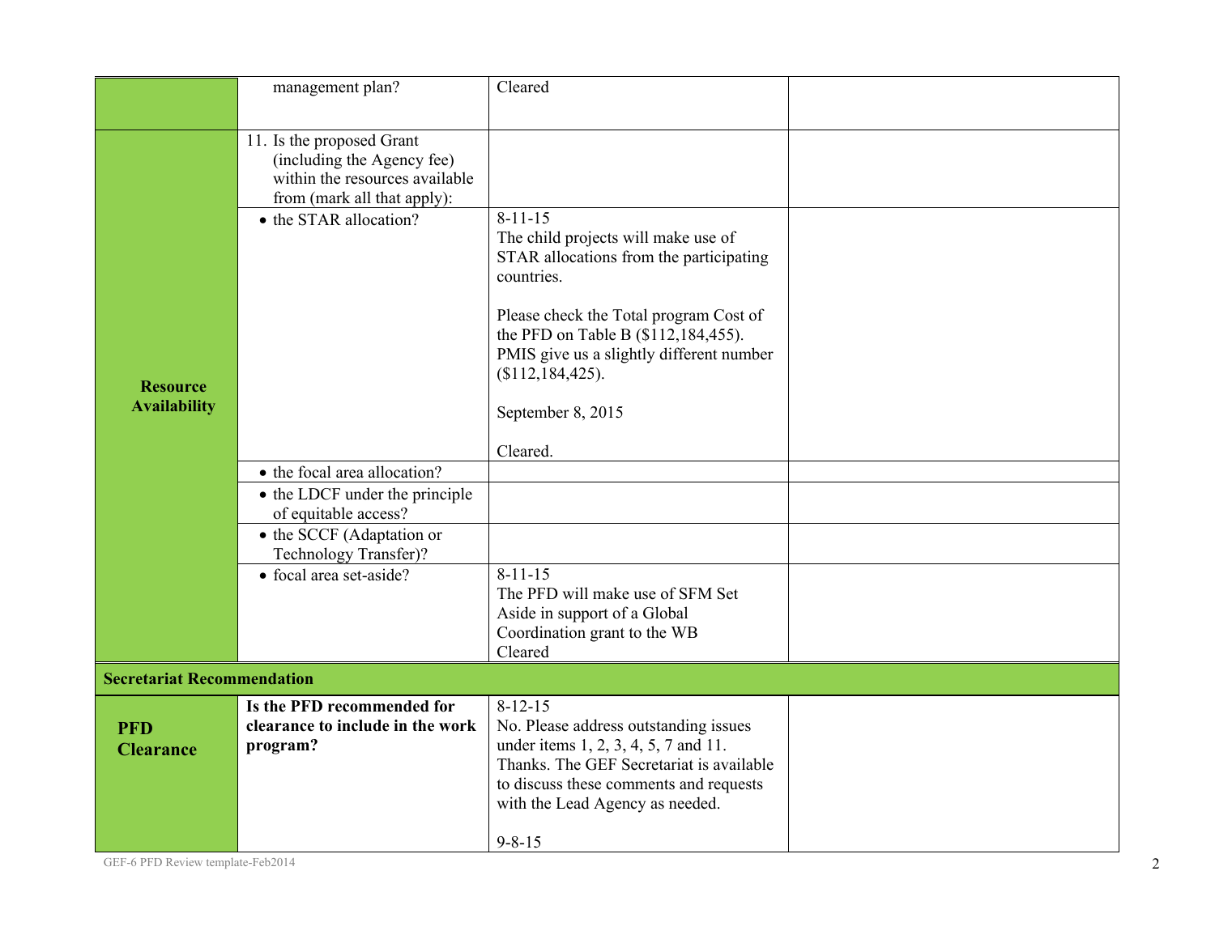| | | | |
|---|---|---|---|
| | management plan? | Cleared | |
| **Resource Availability** | 11. Is the proposed Grant (including the Agency fee) within the resources available from (mark all that apply): | | |
| | • the STAR allocation? | 8-11-15<br>The child projects will make use of STAR allocations from the participating countries.<br><br>Please check the Total program Cost of the PFD on Table B ($112,184,455). PMIS give us a slightly different number ($112,184,425).<br><br>September 8, 2015<br><br>Cleared. | |
| | • the focal area allocation? | | |
| | • the LDCF under the principle of equitable access? | | |
| | • the SCCF (Adaptation or Technology Transfer)? | | |
| | • focal area set-aside? | 8-11-15<br>The PFD will make use of SFM Set Aside in support of a Global Coordination grant to the WB<br>Cleared | |
| **Secretariat Recommendation** | | | |
| **PFD Clearance** | **Is the PFD recommended for clearance to include in the work program?** | 8-12-15<br>No. Please address outstanding issues under items 1, 2, 3, 4, 5, 7 and 11. Thanks. The GEF Secretariat is available to discuss these comments and requests with the Lead Agency as needed.<br><br>9-8-15 | |

GEF-6 PFD Review template-Feb2014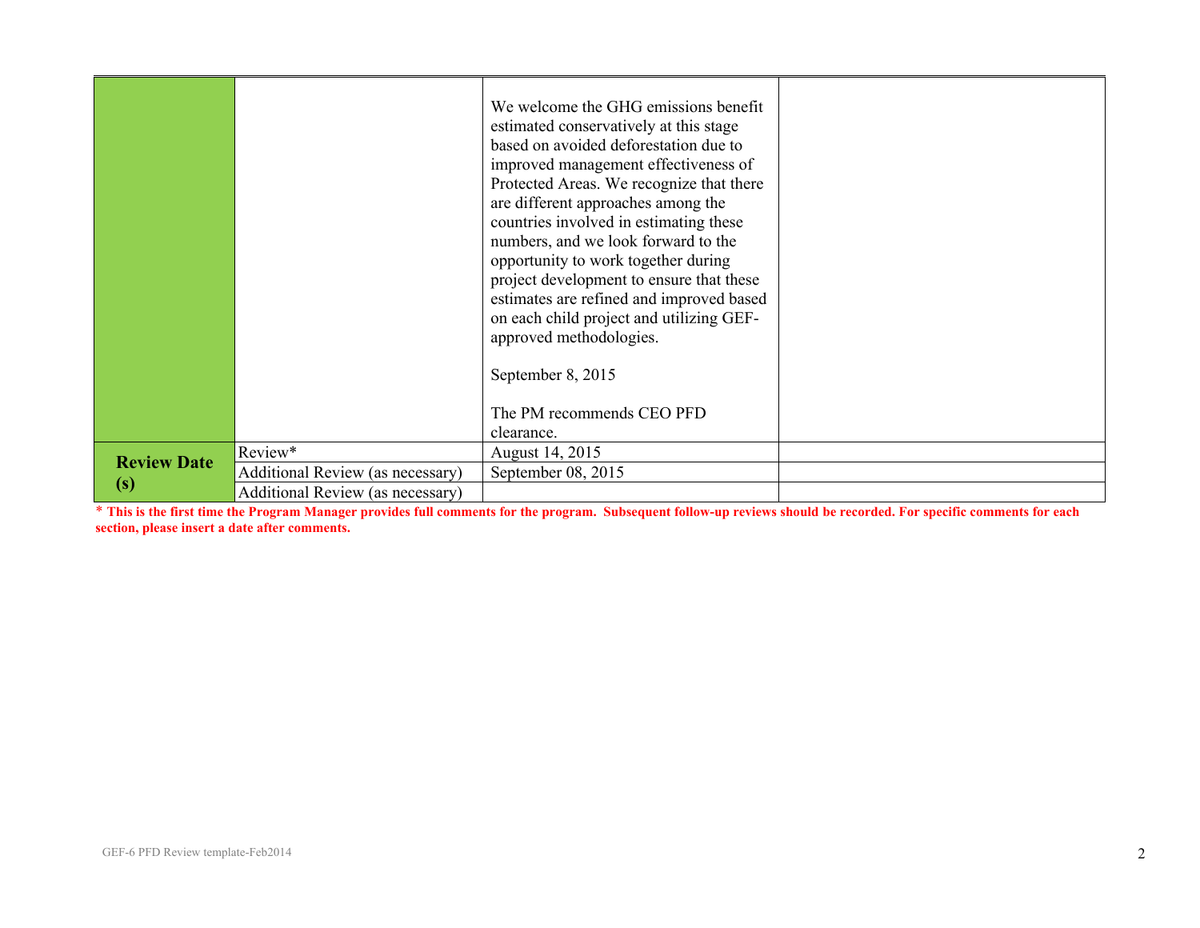| | | | |
|---|---|---|---|
| | | We welcome the GHG emissions benefit estimated conservatively at this stage based on avoided deforestation due to improved management effectiveness of Protected Areas. We recognize that there are different approaches among the countries involved in estimating these numbers, and we look forward to the opportunity to work together during project development to ensure that these estimates are refined and improved based on each child project and utilizing GEF-approved methodologies.<br><br>September 8, 2015<br><br>The PM recommends CEO PFD clearance. | |
| **Review Date (s)** | Review* | August 14, 2015 | |
| | Additional Review (as necessary) | September 08, 2015 | |
| | Additional Review (as necessary) | | |

**\* This is the first time the Program Manager provides full comments for the program. Subsequent follow-up reviews should be recorded. For specific comments for each section, please insert a date after comments.**